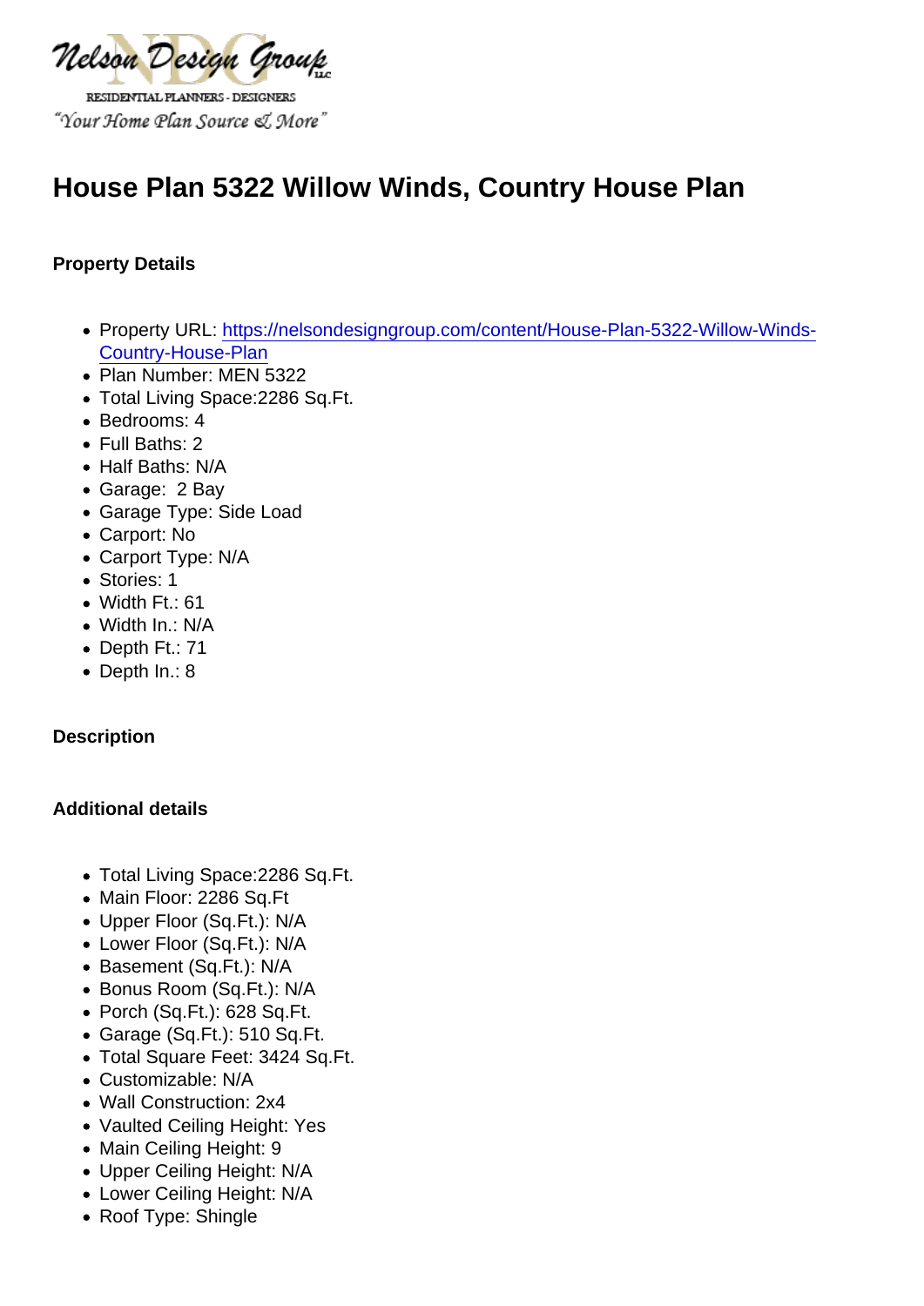Nelson Design Group LLC

RESIDENTIAL PLANNERS - DESIGNERS

"Your Home Plan Source & More"

# House Plan 5322 Willow Winds, Country House Plan

### Property Details

- Property URL: https://nelsondesigngroup.com/content/House-Plan-5322-Willow-Winds-Country-House-Plan
- Plan Number: MEN 5322
- Total Living Space:2286 Sq.Ft.
- Bedrooms: 4
- Full Baths: 2
- Half Baths: N/A
- Garage: 2 Bay
- Garage Type: Side Load
- Carport: No
- Carport Type: N/A
- Stories: 1
- Width Ft.: 61
- Width In.: N/A
- Depth Ft.: 71
- Depth In.: 8

### Description

### Additional details

- Total Living Space:2286 Sq.Ft.
- Main Floor: 2286 Sq.Ft
- Upper Floor (Sq.Ft.): N/A
- Lower Floor (Sq.Ft.): N/A
- Basement (Sq.Ft.): N/A
- Bonus Room (Sq.Ft.): N/A
- Porch (Sq.Ft.): 628 Sq.Ft.
- Garage (Sq.Ft.): 510 Sq.Ft.
- Total Square Feet: 3424 Sq.Ft.
- Customizable: N/A
- Wall Construction: 2x4
- Vaulted Ceiling Height: Yes
- Main Ceiling Height: 9
- Upper Ceiling Height: N/A
- Lower Ceiling Height: N/A
- Roof Type: Shingle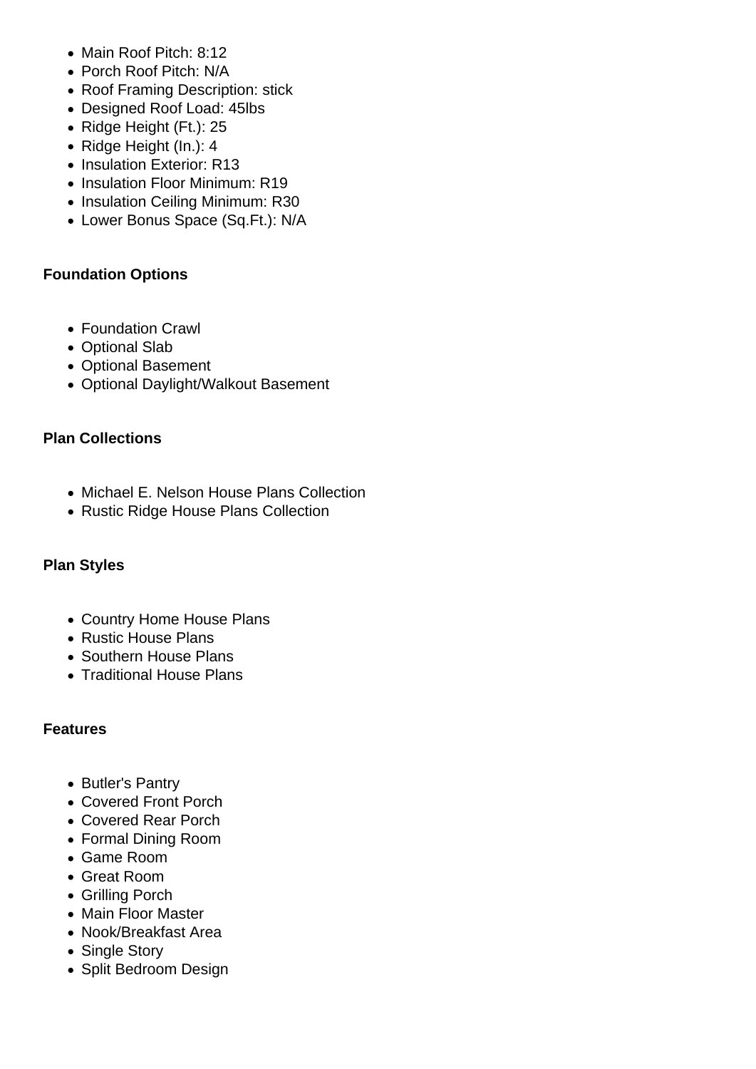- Main Roof Pitch: 8:12
- Porch Roof Pitch: N/A
- Roof Framing Description: stick
- Designed Roof Load: 45lbs
- Ridge Height (Ft.): 25
- Ridge Height (In.): 4
- Insulation Exterior: R13
- Insulation Floor Minimum: R19
- Insulation Ceiling Minimum: R30
- Lower Bonus Space (Sq.Ft.): N/A

**Foundation Options**

- Foundation Crawl
- Optional Slab
- Optional Basement
- Optional Daylight/Walkout Basement

**Plan Collections**

- Michael E. Nelson House Plans Collection
- Rustic Ridge House Plans Collection

**Plan Styles**

- Country Home House Plans
- Rustic House Plans
- Southern House Plans
- Traditional House Plans

**Features**

- Butler's Pantry
- Covered Front Porch
- Covered Rear Porch
- Formal Dining Room
- Game Room
- Great Room
- Grilling Porch
- Main Floor Master
- Nook/Breakfast Area
- Single Story
- Split Bedroom Design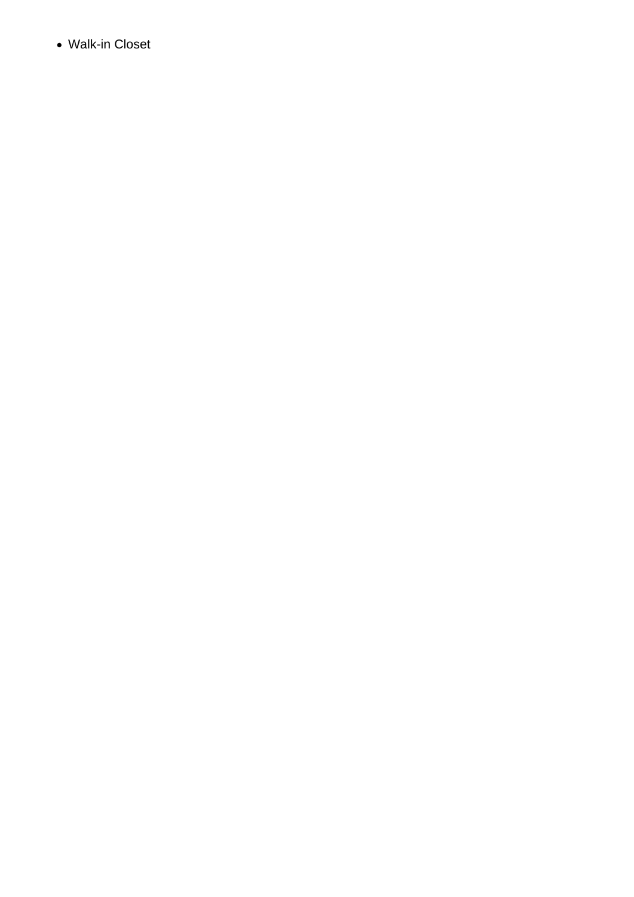- Walk-in Closet